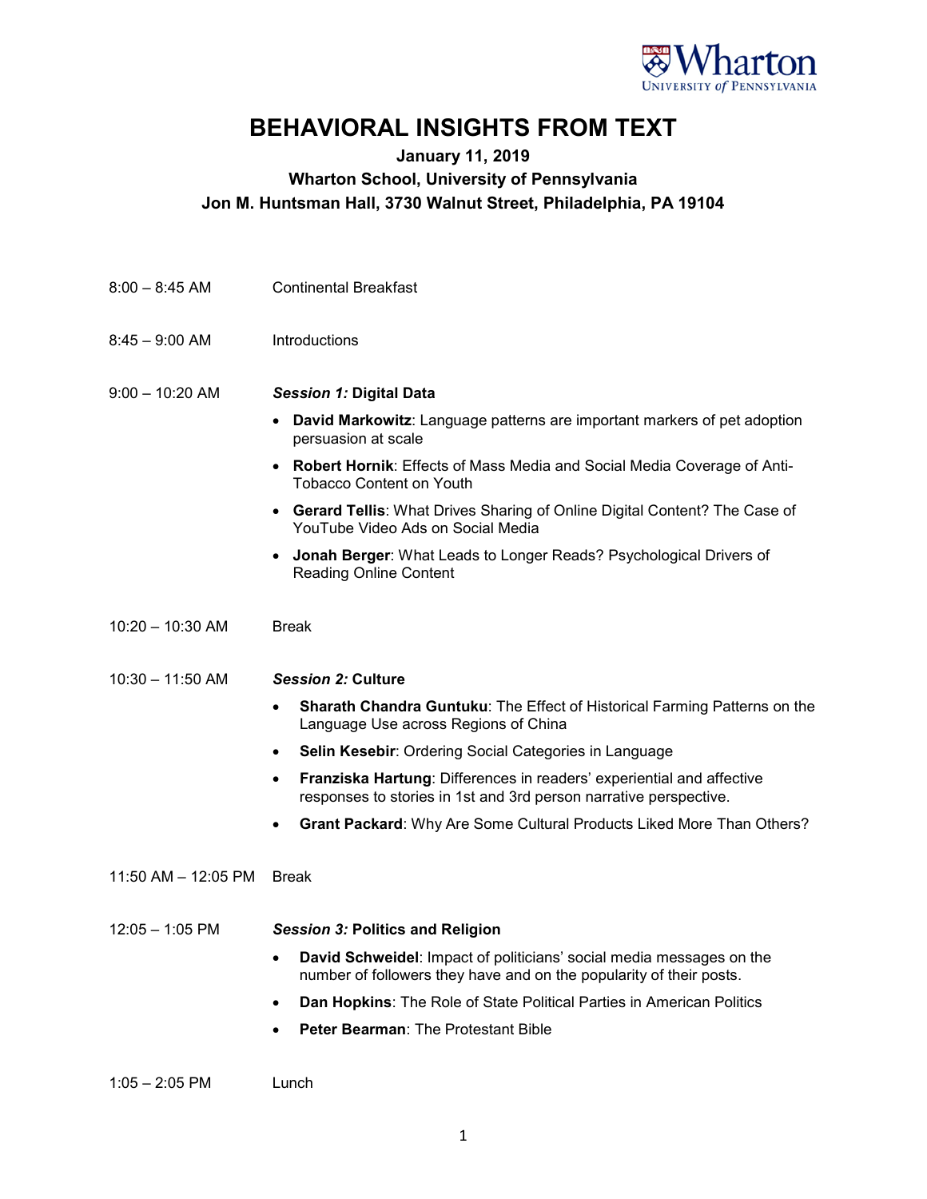# BEHAVIORAL INSIGHTS FROM TEXT

**January 11, 2019**

**Wharton School, University of Pennsylvania**

**Jon M. Huntsman Hall, 3730 Walnut Street, Philadelphia, PA 19104**

8:00 – 8:45 AM Continental Breakfast

8:45 – 9:00 AM Introductions

9:00 – 10:20 AM ***Session 1:* Digital Data**

- **David Markowitz**: Language patterns are important markers of pet adoption persuasion at scale
- **Robert Hornik**: Effects of Mass Media and Social Media Coverage of Anti-Tobacco Content on Youth
- **Gerard Tellis**: What Drives Sharing of Online Digital Content? The Case of YouTube Video Ads on Social Media
- **Jonah Berger**: What Leads to Longer Reads? Psychological Drivers of Reading Online Content

10:20 – 10:30 AM Break

10:30 – 11:50 AM ***Session 2:* Culture**

- **Sharath Chandra Guntuku**: The Effect of Historical Farming Patterns on the Language Use across Regions of China
- **Selin Kesebir**: Ordering Social Categories in Language
- **Franziska Hartung**: Differences in readers' experiential and affective responses to stories in 1st and 3rd person narrative perspective.
- **Grant Packard**: Why Are Some Cultural Products Liked More Than Others?

11:50 AM – 12:05 PM Break

12:05 – 1:05 PM ***Session 3:* Politics and Religion**

- **David Schweidel**: Impact of politicians' social media messages on the number of followers they have and on the popularity of their posts.
- **Dan Hopkins**: The Role of State Political Parties in American Politics
- **Peter Bearman**: The Protestant Bible

1:05 – 2:05 PM Lunch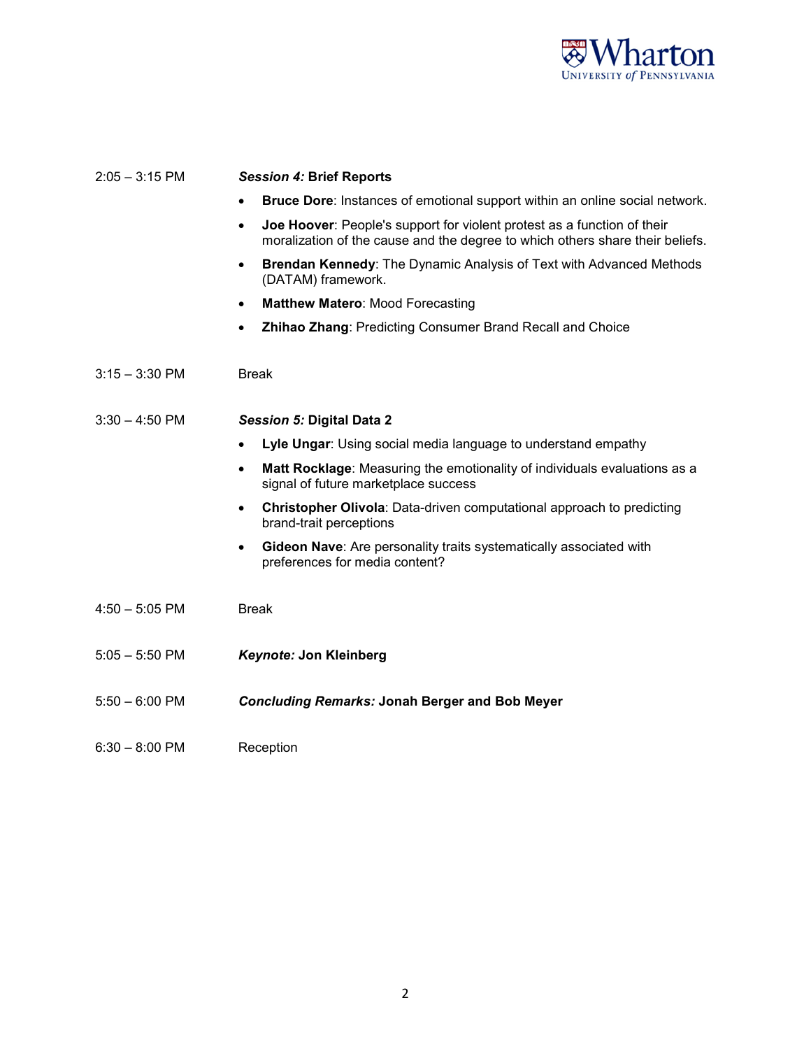2:05 – 3:15 PM **_Session 4:_ Brief Reports**

- **Bruce Dore**: Instances of emotional support within an online social network.
- **Joe Hoover**: People's support for violent protest as a function of their moralization of the cause and the degree to which others share their beliefs.
- **Brendan Kennedy**: The Dynamic Analysis of Text with Advanced Methods (DATAM) framework.
- **Matthew Matero**: Mood Forecasting
- **Zhihao Zhang**: Predicting Consumer Brand Recall and Choice

3:15 – 3:30 PM Break

3:30 – 4:50 PM **_Session 5:_ Digital Data 2**

- **Lyle Ungar**: Using social media language to understand empathy
- **Matt Rocklage**: Measuring the emotionality of individuals evaluations as a signal of future marketplace success
- **Christopher Olivola**: Data-driven computational approach to predicting brand-trait perceptions
- **Gideon Nave**: Are personality traits systematically associated with preferences for media content?

4:50 – 5:05 PM Break

5:05 – 5:50 PM **_Keynote:_ Jon Kleinberg**

5:50 – 6:00 PM **_Concluding Remarks:_ Jonah Berger and Bob Meyer**

6:30 – 8:00 PM Reception